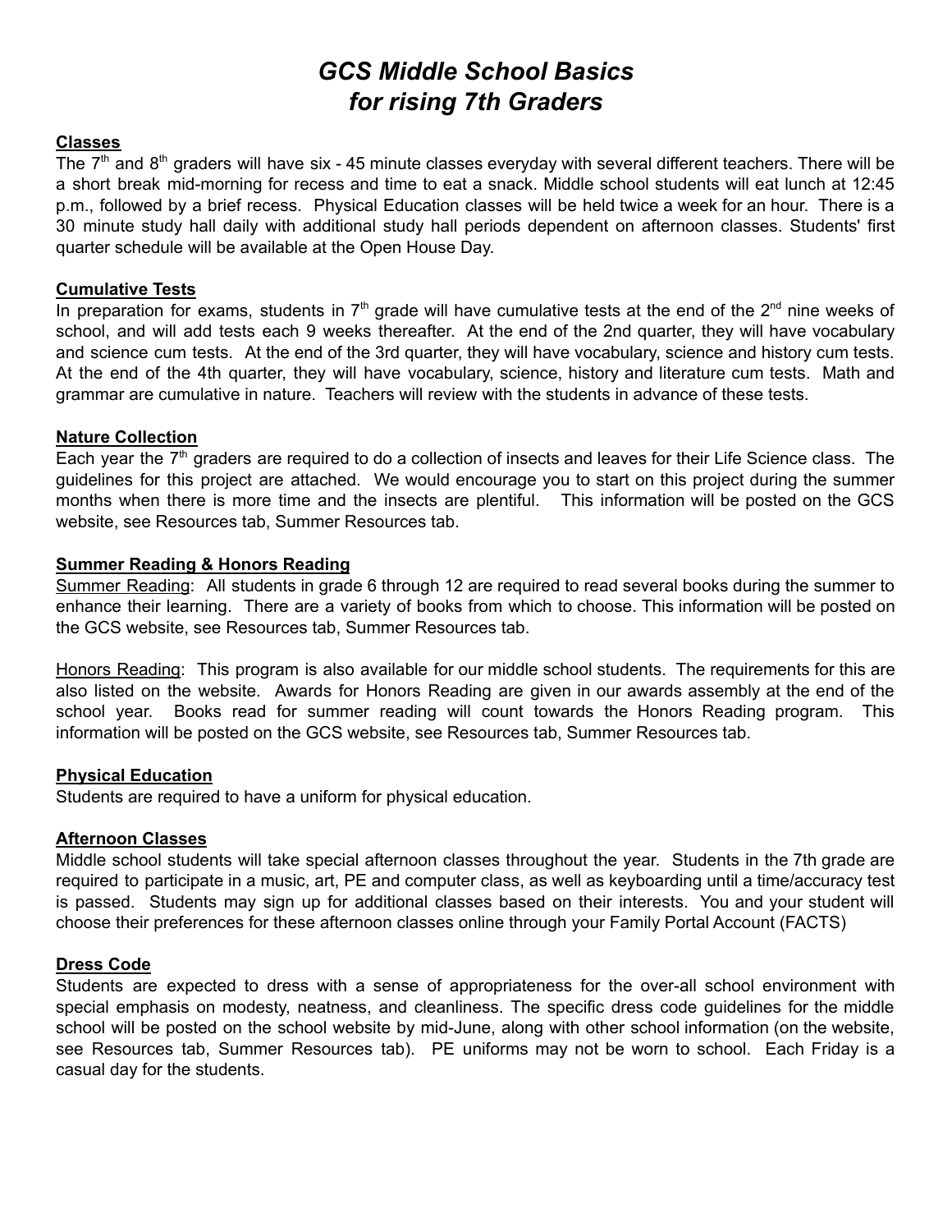# *GCS Middle School Basics for rising 7th Graders*

**Classes**

The 7th and 8th graders will have six - 45 minute classes everyday with several different teachers. There will be a short break mid-morning for recess and time to eat a snack. Middle school students will eat lunch at 12:45 p.m., followed by a brief recess. Physical Education classes will be held twice a week for an hour. There is a 30 minute study hall daily with additional study hall periods dependent on afternoon classes. Students' first quarter schedule will be available at the Open House Day.

**Cumulative Tests**

In preparation for exams, students in 7th grade will have cumulative tests at the end of the 2nd nine weeks of school, and will add tests each 9 weeks thereafter. At the end of the 2nd quarter, they will have vocabulary and science cum tests. At the end of the 3rd quarter, they will have vocabulary, science and history cum tests. At the end of the 4th quarter, they will have vocabulary, science, history and literature cum tests. Math and grammar are cumulative in nature. Teachers will review with the students in advance of these tests.

**Nature Collection**

Each year the 7th graders are required to do a collection of insects and leaves for their Life Science class. The guidelines for this project are attached. We would encourage you to start on this project during the summer months when there is more time and the insects are plentiful. This information will be posted on the GCS website, see Resources tab, Summer Resources tab.

**Summer Reading & Honors Reading**

Summer Reading: All students in grade 6 through 12 are required to read several books during the summer to enhance their learning. There are a variety of books from which to choose. This information will be posted on the GCS website, see Resources tab, Summer Resources tab.

Honors Reading: This program is also available for our middle school students. The requirements for this are also listed on the website. Awards for Honors Reading are given in our awards assembly at the end of the school year. Books read for summer reading will count towards the Honors Reading program. This information will be posted on the GCS website, see Resources tab, Summer Resources tab.

**Physical Education**

Students are required to have a uniform for physical education.

**Afternoon Classes**

Middle school students will take special afternoon classes throughout the year. Students in the 7th grade are required to participate in a music, art, PE and computer class, as well as keyboarding until a time/accuracy test is passed. Students may sign up for additional classes based on their interests. You and your student will choose their preferences for these afternoon classes online through your Family Portal Account (FACTS)

**Dress Code**

Students are expected to dress with a sense of appropriateness for the over-all school environment with special emphasis on modesty, neatness, and cleanliness. The specific dress code guidelines for the middle school will be posted on the school website by mid-June, along with other school information (on the website, see Resources tab, Summer Resources tab). PE uniforms may not be worn to school. Each Friday is a casual day for the students.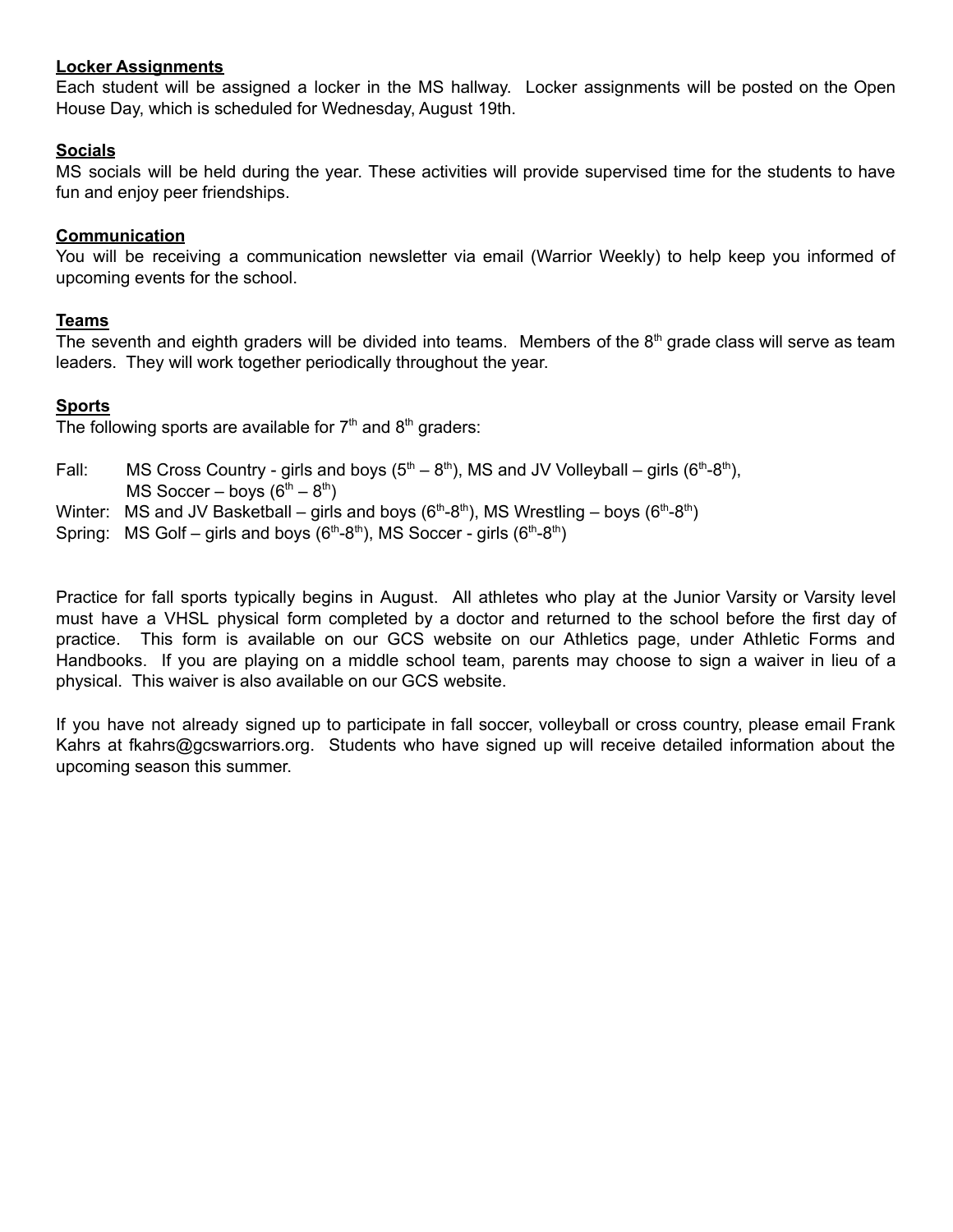**Locker Assignments**

Each student will be assigned a locker in the MS hallway. Locker assignments will be posted on the Open House Day, which is scheduled for Wednesday, August 19th.

**Socials**

MS socials will be held during the year. These activities will provide supervised time for the students to have fun and enjoy peer friendships.

**Communication**

You will be receiving a communication newsletter via email (Warrior Weekly) to help keep you informed of upcoming events for the school.

**Teams**

The seventh and eighth graders will be divided into teams. Members of the 8th grade class will serve as team leaders. They will work together periodically throughout the year.

**Sports**

The following sports are available for 7th and 8th graders:

Fall: MS Cross Country - girls and boys (5th – 8th), MS and JV Volleyball – girls (6th-8th), MS Soccer – boys (6th – 8th)

Winter: MS and JV Basketball – girls and boys (6th-8th), MS Wrestling – boys (6th-8th)

Spring: MS Golf – girls and boys (6th-8th), MS Soccer - girls (6th-8th)

Practice for fall sports typically begins in August. All athletes who play at the Junior Varsity or Varsity level must have a VHSL physical form completed by a doctor and returned to the school before the first day of practice. This form is available on our GCS website on our Athletics page, under Athletic Forms and Handbooks. If you are playing on a middle school team, parents may choose to sign a waiver in lieu of a physical. This waiver is also available on our GCS website.

If you have not already signed up to participate in fall soccer, volleyball or cross country, please email Frank Kahrs at fkahrs@gcswarriors.org. Students who have signed up will receive detailed information about the upcoming season this summer.